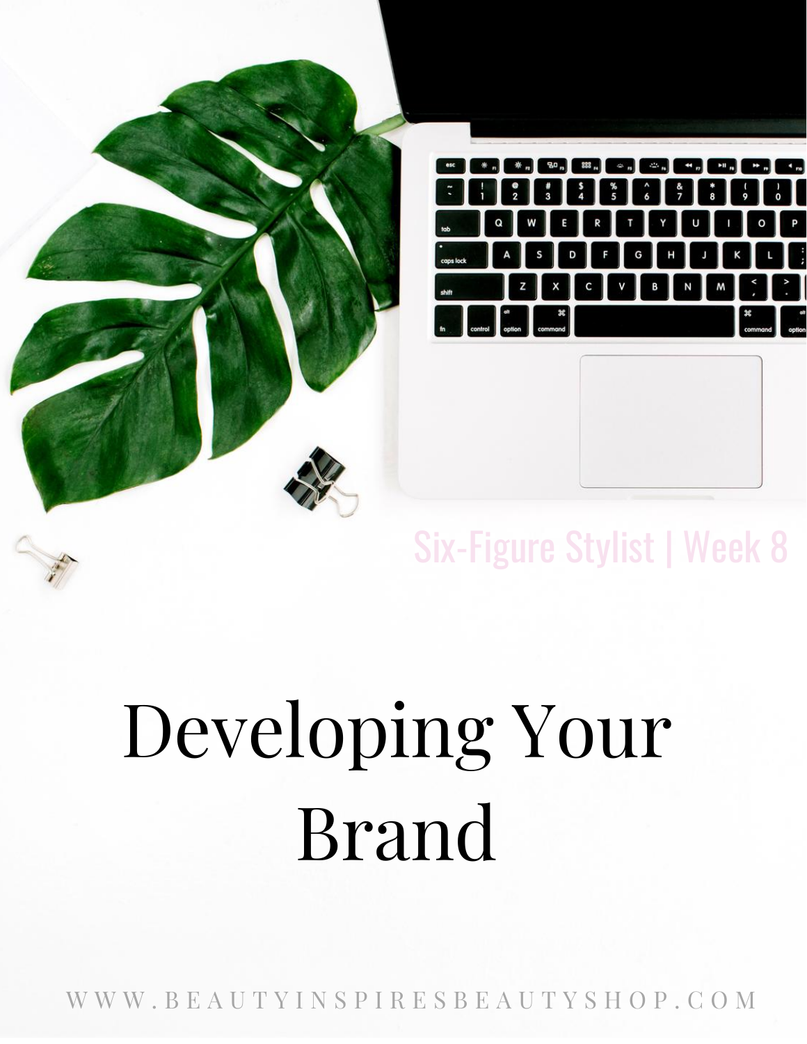Six-Figure Stylist | Week 8

# Developing Your Brand

WWW.BEAUTYINSPIRESBEAUTYSHOP.COM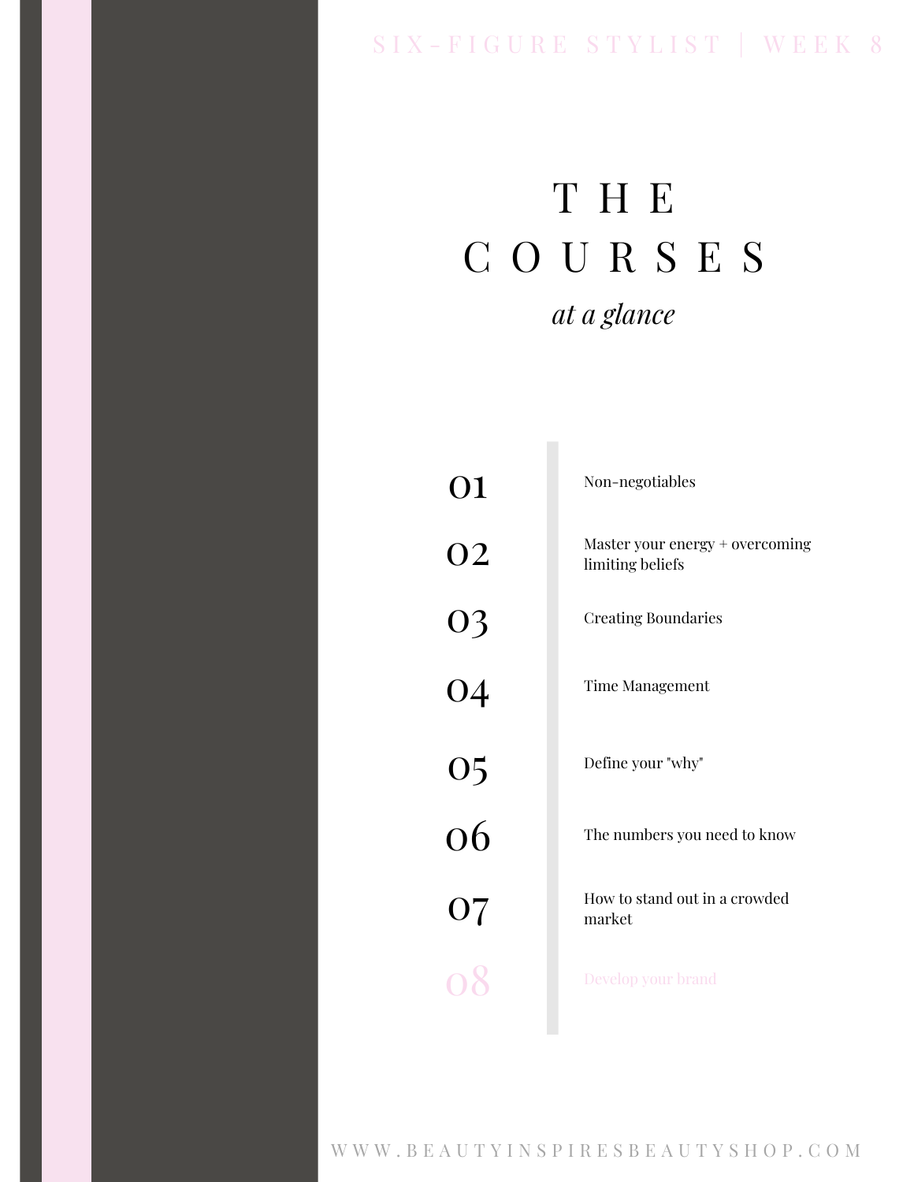# THE COURSES

*at a glance*

| | |
|---|---|
| 01 | Non-negotiables |
| 02 | Master your energy + overcoming limiting beliefs |
| 03 | Creating Boundaries |
| 04 | Time Management |
| 05 | Define your "why" |
| 06 | The numbers you need to know |
| 07 | How to stand out in a crowded market |
| 08 | Develop your brand |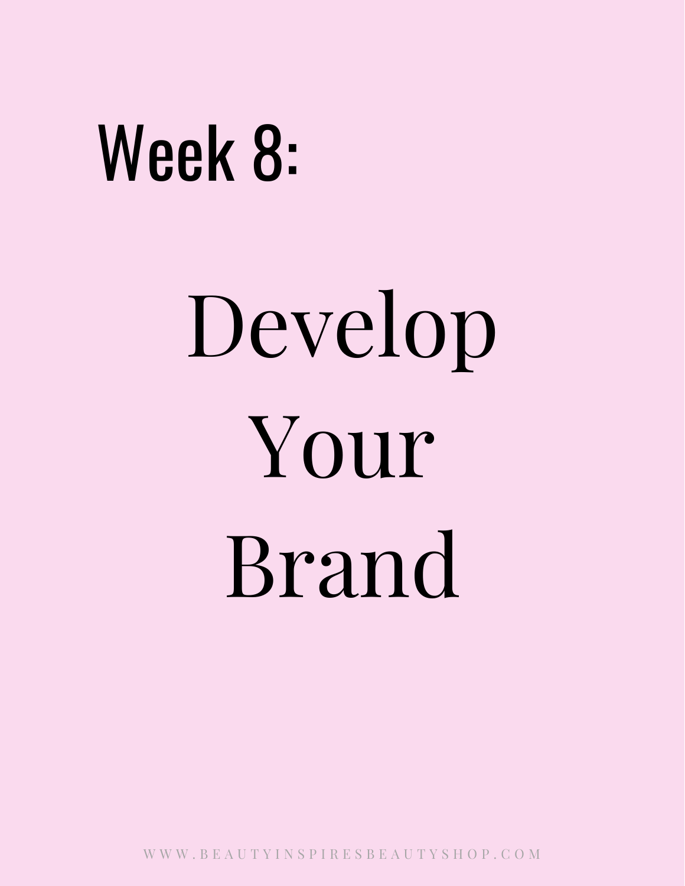## Week 8:

# Develop Your Brand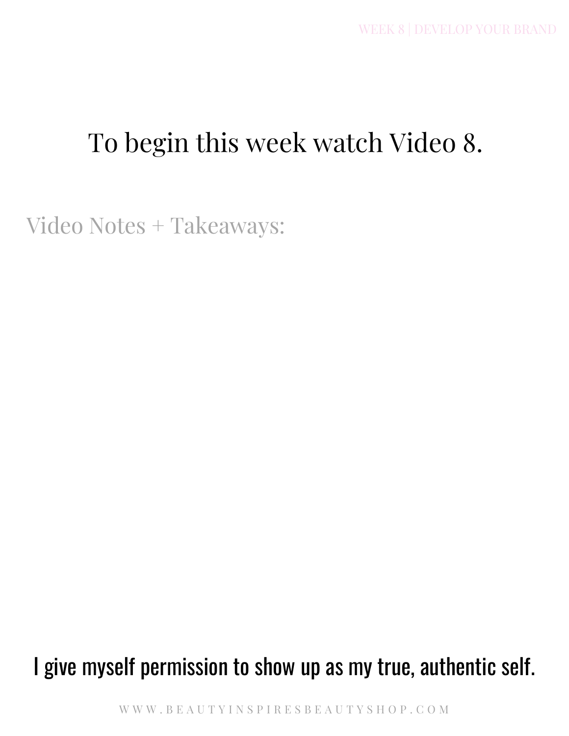# To begin this week watch Video 8.

Video Notes + Takeaways:

**I give myself permission to show up as my true, authentic self.**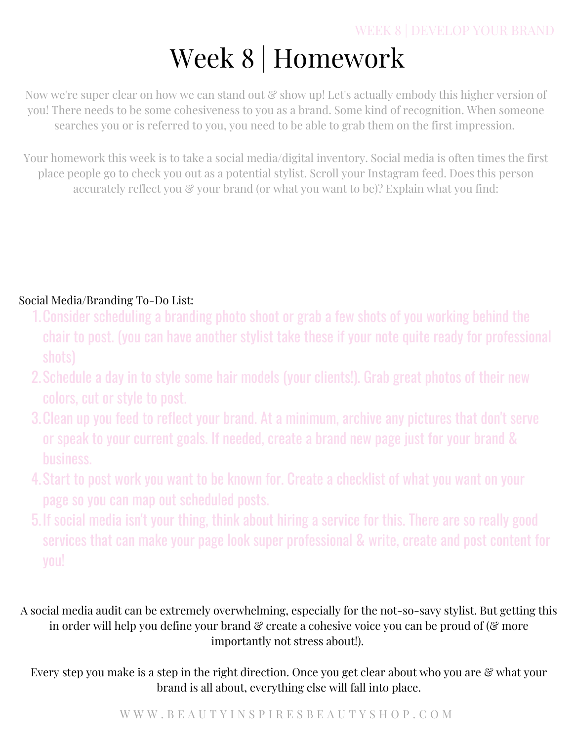# Week 8 | Homework

Now we're super clear on how we can stand out & show up! Let's actually embody this higher version of you! There needs to be some cohesiveness to you as a brand. Some kind of recognition. When someone searches you or is referred to you, you need to be able to grab them on the first impression.

Your homework this week is to take a social media/digital inventory. Social media is often times the first place people go to check you out as a potential stylist. Scroll your Instagram feed. Does this person accurately reflect you & your brand (or what you want to be)? Explain what you find:

Social Media/Branding To-Do List:

1. Consider scheduling a branding photo shoot or grab a few shots of you working behind the chair to post. (you can have another stylist take these if your note quite ready for professional shots)
2. Schedule a day in to style some hair models (your clients!). Grab great photos of their new colors, cut or style to post.
3. Clean up you feed to reflect your brand. At a minimum, archive any pictures that don't serve or speak to your current goals. If needed, create a brand new page just for your brand & business.
4. Start to post work you want to be known for. Create a checklist of what you want on your page so you can map out scheduled posts.
5. If social media isn't your thing, think about hiring a service for this. There are so really good services that can make your page look super professional & write, create and post content for you!

A social media audit can be extremely overwhelming, especially for the not-so-savy stylist. But getting this in order will help you define your brand & create a cohesive voice you can be proud of (& more importantly not stress about!).

Every step you make is a step in the right direction. Once you get clear about who you are & what your brand is all about, everything else will fall into place.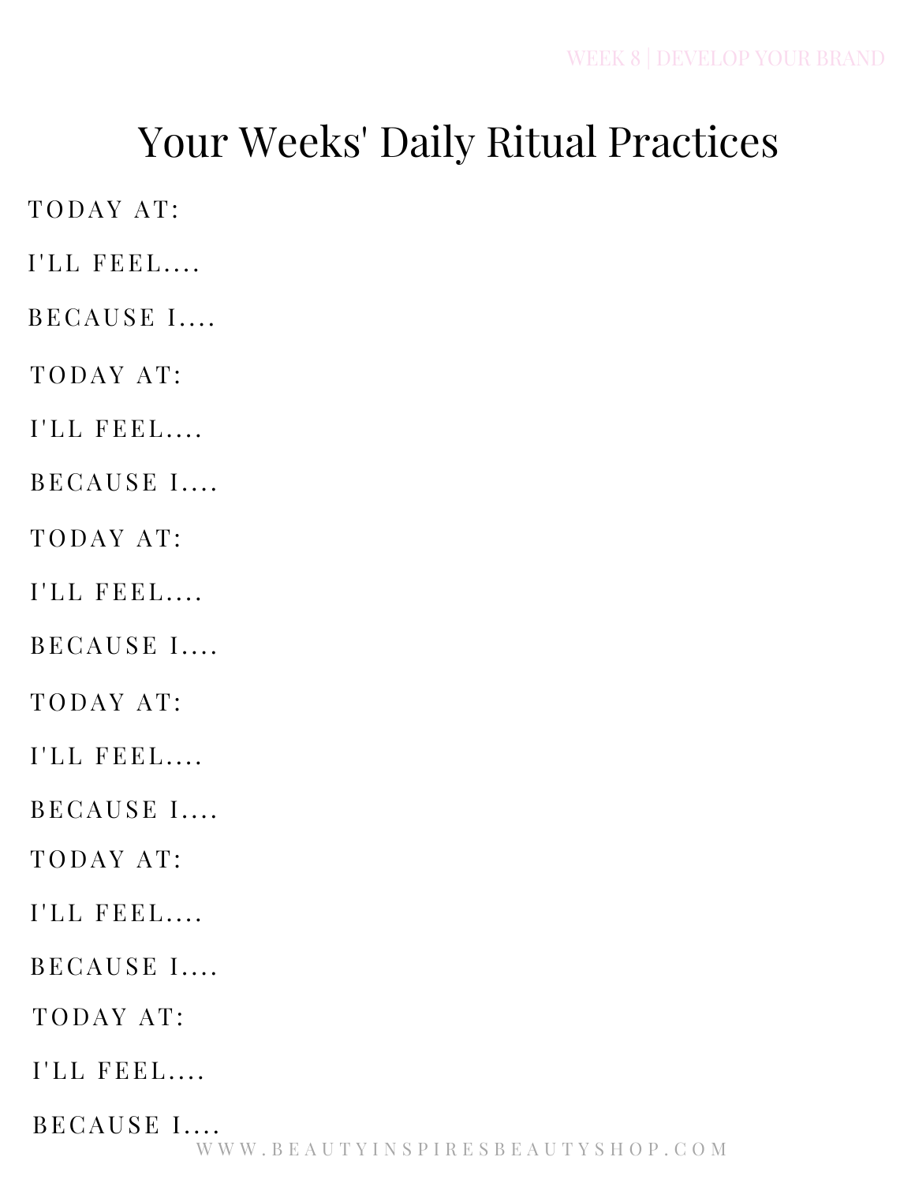# Your Weeks' Daily Ritual Practices

TODAY AT:

I'LL FEEL....

BECAUSE I....

TODAY AT:

I'LL FEEL....

BECAUSE I....

TODAY AT:

I'LL FEEL....

BECAUSE I....

TODAY AT:

I'LL FEEL....

BECAUSE I....

TODAY AT:

I'LL FEEL....

BECAUSE I....

TODAY AT:

I'LL FEEL....

BECAUSE I....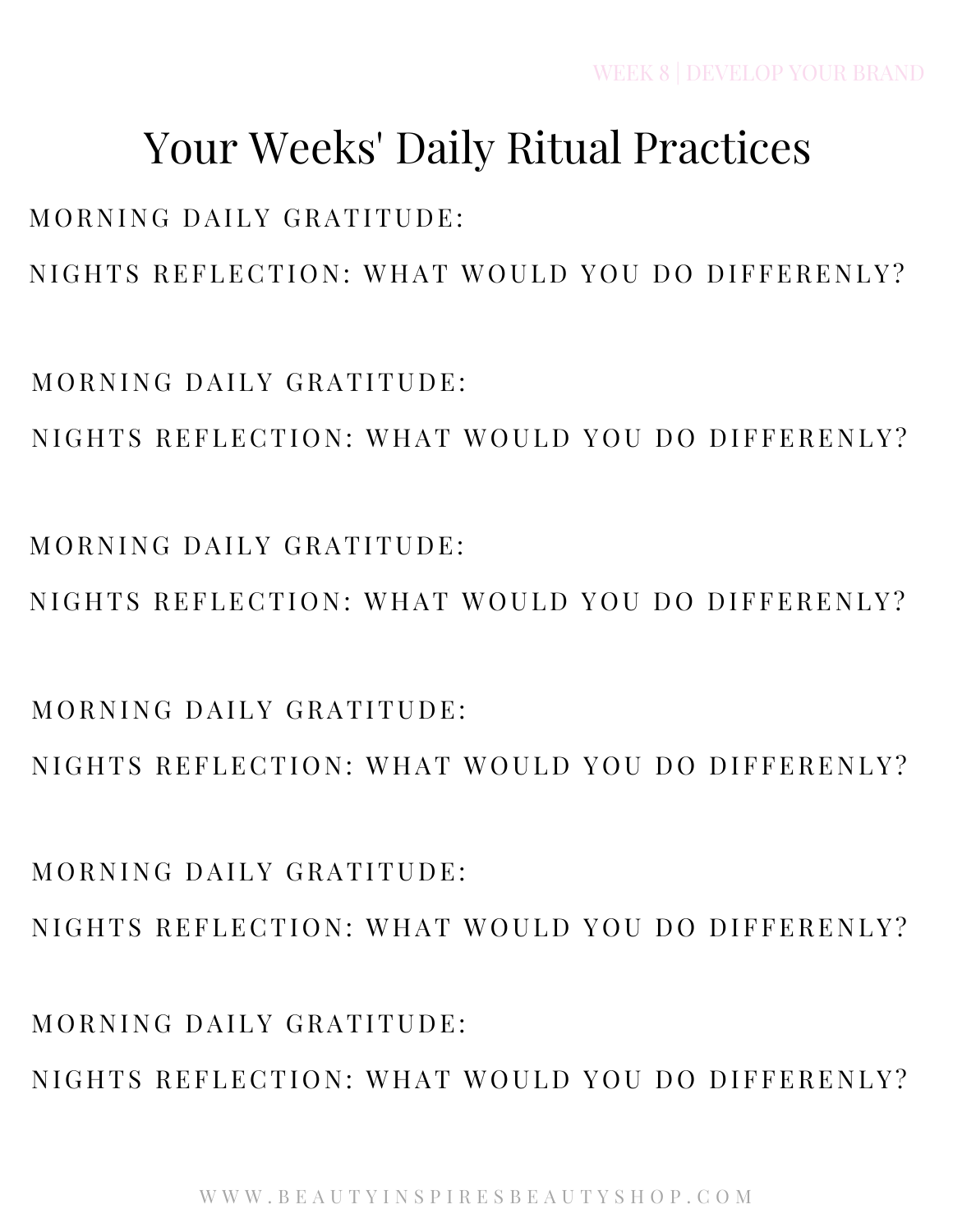# Your Weeks' Daily Ritual Practices

MORNING DAILY GRATITUDE:

NIGHTS REFLECTION: WHAT WOULD YOU DO DIFFERENLY?

MORNING DAILY GRATITUDE:

NIGHTS REFLECTION: WHAT WOULD YOU DO DIFFERENLY?

MORNING DAILY GRATITUDE:

NIGHTS REFLECTION: WHAT WOULD YOU DO DIFFERENLY?

MORNING DAILY GRATITUDE:

NIGHTS REFLECTION: WHAT WOULD YOU DO DIFFERENLY?

MORNING DAILY GRATITUDE:

NIGHTS REFLECTION: WHAT WOULD YOU DO DIFFERENLY?

MORNING DAILY GRATITUDE:

NIGHTS REFLECTION: WHAT WOULD YOU DO DIFFERENLY?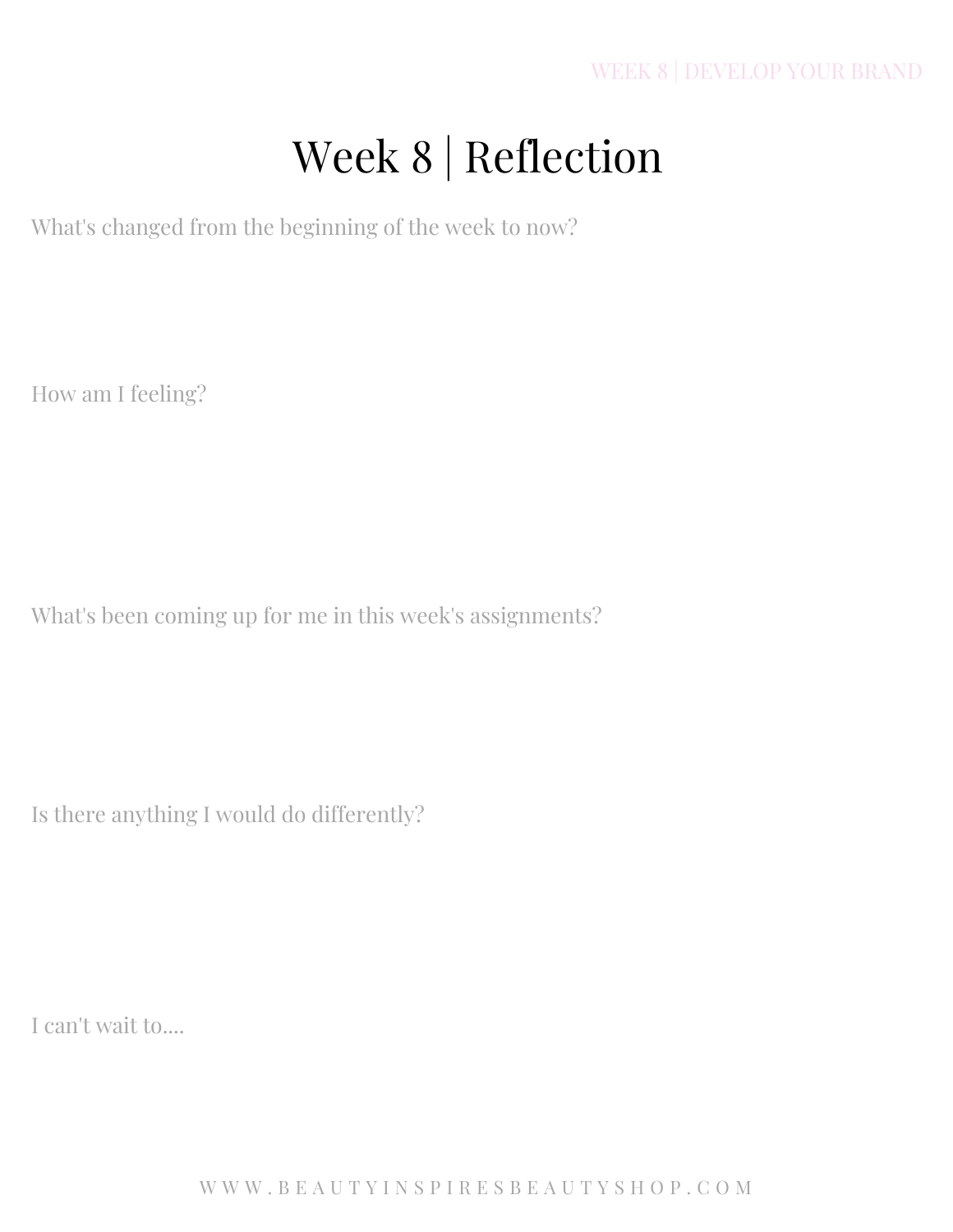# Week 8 | Reflection

What's changed from the beginning of the week to now?

How am I feeling?

What's been coming up for me in this week's assignments?

Is there anything I would do differently?

I can't wait to....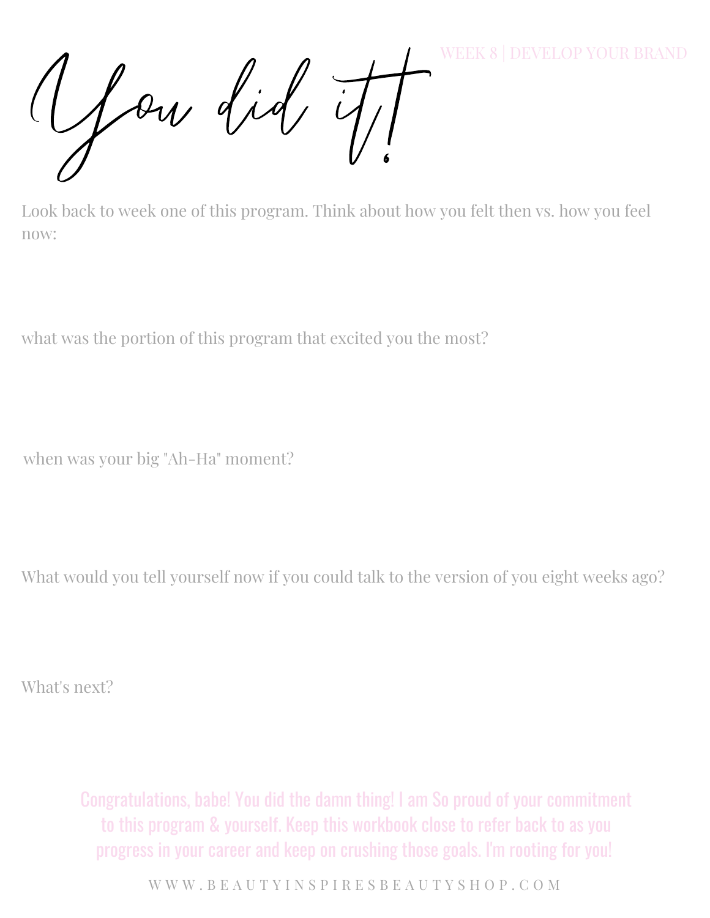# You did it!

Look back to week one of this program. Think about how you felt then vs. how you feel now:

what was the portion of this program that excited you the most?

when was your big "Ah-Ha" moment?

What would you tell yourself now if you could talk to the version of you eight weeks ago?

What's next?

Congratulations, babe! You did the damn thing! I am So proud of your commitment to this program & yourself. Keep this workbook close to refer back to as you progress in your career and keep on crushing those goals. I'm rooting for you!

WWW.BEAUTYINSPIRESBEAUTYSHOP.COM